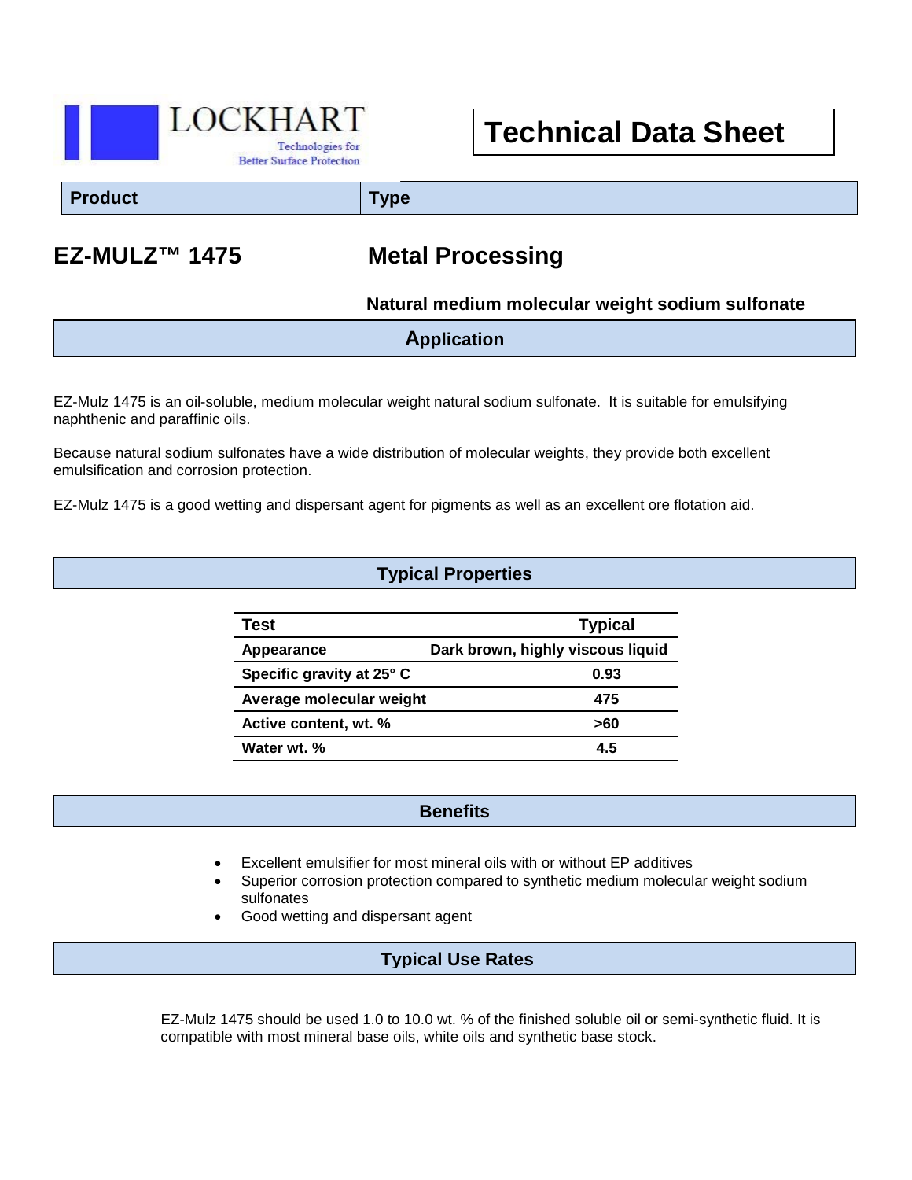LOCKHART

Technologies for Better Surface Protection

# Technical Data Sheet

| Product | Type |
| --- | --- |
| **EZ-MULZ™ 1475** | **Metal Processing** |

**Natural medium molecular weight sodium sulfonate**

## Application

EZ-Mulz 1475 is an oil-soluble, medium molecular weight natural sodium sulfonate. It is suitable for emulsifying naphthenic and paraffinic oils.

Because natural sodium sulfonates have a wide distribution of molecular weights, they provide both excellent emulsification and corrosion protection.

EZ-Mulz 1475 is a good wetting and dispersant agent for pigments as well as an excellent ore flotation aid.

## Typical Properties

| Test | Typical |
| --- | --- |
| Appearance | Dark brown, highly viscous liquid |
| Specific gravity at 25° C | 0.93 |
| Average molecular weight | 475 |
| Active content, wt. % | >60 |
| Water wt. % | 4.5 |

## Benefits

- Excellent emulsifier for most mineral oils with or without EP additives
- Superior corrosion protection compared to synthetic medium molecular weight sodium sulfonates
- Good wetting and dispersant agent

## Typical Use Rates

EZ-Mulz 1475 should be used 1.0 to 10.0 wt. % of the finished soluble oil or semi-synthetic fluid. It is compatible with most mineral base oils, white oils and synthetic base stock.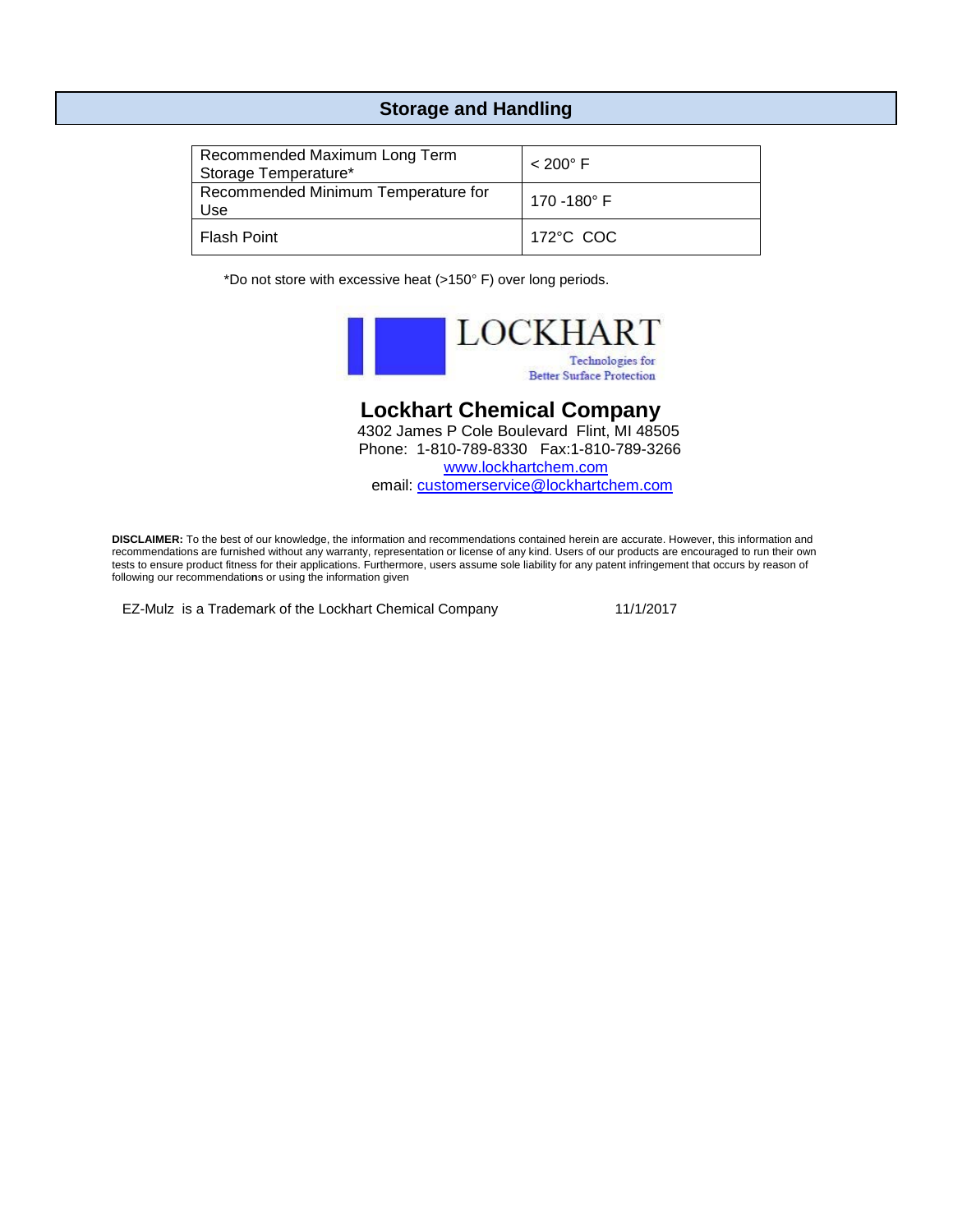## Storage and Handling

| | |
|---|---|
| Recommended Maximum Long Term Storage Temperature* | < 200° F |
| Recommended Minimum Temperature for Use | 170 -180° F |
| Flash Point | 172°C COC |

*Do not store with excessive heat (>150° F) over long periods.

LOCKHART
Technologies for
Better Surface Protection

**Lockhart Chemical Company**
4302 James P Cole Boulevard Flint, MI 48505
Phone: 1-810-789-8330 Fax:1-810-789-3266
www.lockhartchem.com
email: customerservice@lockhartchem.com

**DISCLAIMER:** To the best of our knowledge, the information and recommendations contained herein are accurate. However, this information and recommendations are furnished without any warranty, representation or license of any kind. Users of our products are encouraged to run their own tests to ensure product fitness for their applications. Furthermore, users assume sole liability for any patent infringement that occurs by reason of following our recommendations or using the information given

EZ-Mulz is a Trademark of the Lockhart Chemical Company 11/1/2017